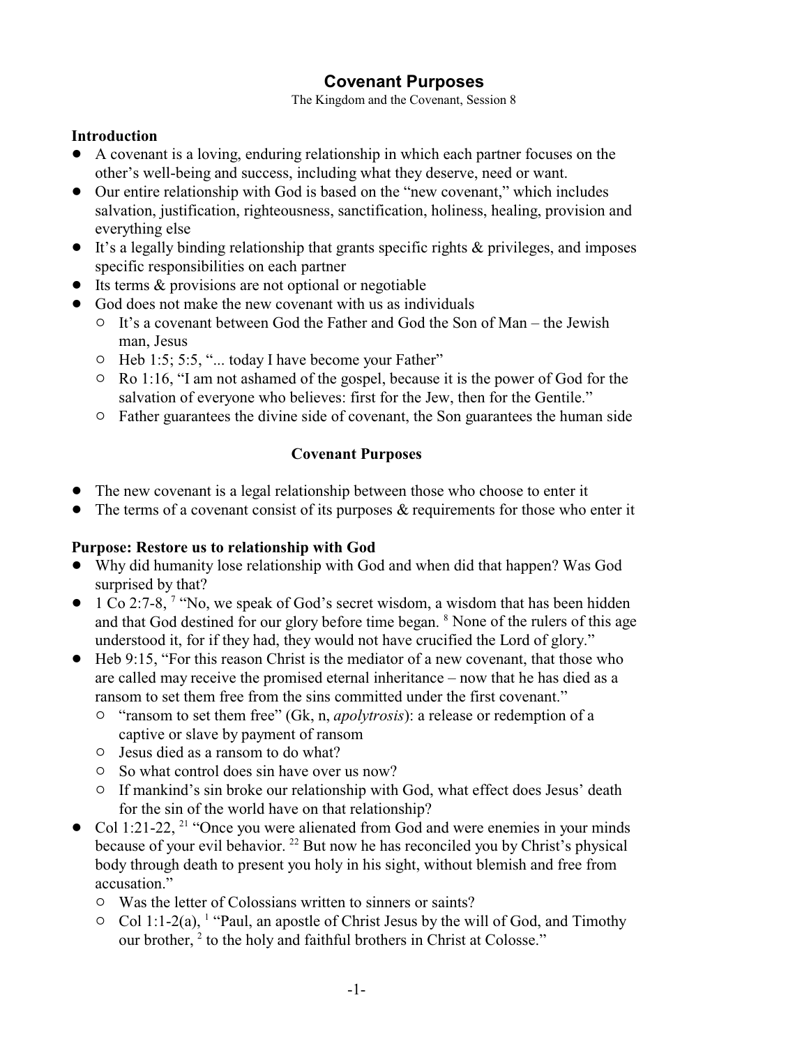# Covenant Purposes

The Kingdom and the Covenant, Session 8

## Introduction

- A covenant is a loving, enduring relationship in which each partner focuses on the other's well-being and success, including what they deserve, need or want.
- Our entire relationship with God is based on the "new covenant," which includes salvation, justification, righteousness, sanctification, holiness, healing, provision and everything else
- It's a legally binding relationship that grants specific rights & privileges, and imposes specific responsibilities on each partner
- Its terms & provisions are not optional or negotiable
- God does not make the new covenant with us as individuals
  - It's a covenant between God the Father and God the Son of Man – the Jewish man, Jesus
  - Heb 1:5; 5:5, "... today I have become your Father"
  - Ro 1:16, "I am not ashamed of the gospel, because it is the power of God for the salvation of everyone who believes: first for the Jew, then for the Gentile."
  - Father guarantees the divine side of covenant, the Son guarantees the human side

## Covenant Purposes

- The new covenant is a legal relationship between those who choose to enter it
- The terms of a covenant consist of its purposes & requirements for those who enter it

### Purpose: Restore us to relationship with God

- Why did humanity lose relationship with God and when did that happen? Was God surprised by that?
- 1 Co 2:7-8, [7] "No, we speak of God's secret wisdom, a wisdom that has been hidden and that God destined for our glory before time began. [8] None of the rulers of this age understood it, for if they had, they would not have crucified the Lord of glory."
- Heb 9:15, "For this reason Christ is the mediator of a new covenant, that those who are called may receive the promised eternal inheritance – now that he has died as a ransom to set them free from the sins committed under the first covenant."
  - "ransom to set them free" (Gk, n, *apolytrosis*): a release or redemption of a captive or slave by payment of ransom
  - Jesus died as a ransom to do what?
  - So what control does sin have over us now?
  - If mankind's sin broke our relationship with God, what effect does Jesus' death for the sin of the world have on that relationship?
- Col 1:21-22, [21] "Once you were alienated from God and were enemies in your minds because of your evil behavior. [22] But now he has reconciled you by Christ's physical body through death to present you holy in his sight, without blemish and free from accusation."
  - Was the letter of Colossians written to sinners or saints?
  - Col 1:1-2(a), [1] "Paul, an apostle of Christ Jesus by the will of God, and Timothy our brother, [2] to the holy and faithful brothers in Christ at Colosse."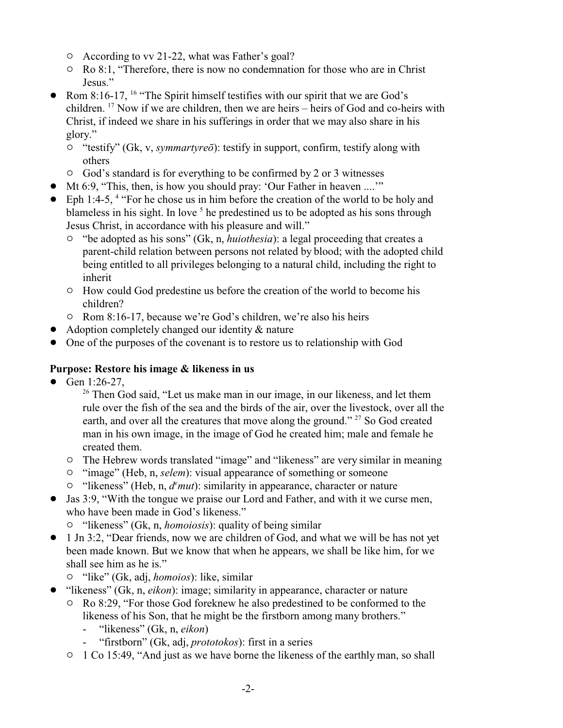- According to vv 21-22, what was Father's goal?
  - Ro 8:1, "Therefore, there is now no condemnation for those who are in Christ Jesus."
- Rom 8:16-17, [16] "The Spirit himself testifies with our spirit that we are God's children. [17] Now if we are children, then we are heirs – heirs of God and co-heirs with Christ, if indeed we share in his sufferings in order that we may also share in his glory."
  - "testify" (Gk, v, *symmartyreō*): testify in support, confirm, testify along with others
  - God's standard is for everything to be confirmed by 2 or 3 witnesses
- Mt 6:9, "This, then, is how you should pray: 'Our Father in heaven ....'"
- Eph 1:4-5, [4] "For he chose us in him before the creation of the world to be holy and blameless in his sight. In love [5] he predestined us to be adopted as his sons through Jesus Christ, in accordance with his pleasure and will."
  - "be adopted as his sons" (Gk, n, *huiothesia*): a legal proceeding that creates a parent-child relation between persons not related by blood; with the adopted child being entitled to all privileges belonging to a natural child, including the right to inherit
  - How could God predestine us before the creation of the world to become his children?
  - Rom 8:16-17, because we're God's children, we're also his heirs
- Adoption completely changed our identity & nature
- One of the purposes of the covenant is to restore us to relationship with God

**Purpose: Restore his image & likeness in us**

- Gen 1:26-27,

  [26] Then God said, "Let us make man in our image, in our likeness, and let them rule over the fish of the sea and the birds of the air, over the livestock, over all the earth, and over all the creatures that move along the ground." [27] So God created man in his own image, in the image of God he created him; male and female he created them.

  - The Hebrew words translated "image" and "likeness" are very similar in meaning
  - "image" (Heb, n, *selem*): visual appearance of something or someone
  - "likeness" (Heb, n, *d<sup>e</sup>mut*): similarity in appearance, character or nature
- Jas 3:9, "With the tongue we praise our Lord and Father, and with it we curse men, who have been made in God's likeness."
  - "likeness" (Gk, n, *homoiosis*): quality of being similar
- 1 Jn 3:2, "Dear friends, now we are children of God, and what we will be has not yet been made known. But we know that when he appears, we shall be like him, for we shall see him as he is."
  - "like" (Gk, adj, *homoios*): like, similar
- "likeness" (Gk, n, *eikon*): image; similarity in appearance, character or nature
  - Ro 8:29, "For those God foreknew he also predestined to be conformed to the likeness of his Son, that he might be the firstborn among many brothers."
    - "likeness" (Gk, n, *eikon*)
    - "firstborn" (Gk, adj, *prototokos*): first in a series
  - 1 Co 15:49, "And just as we have borne the likeness of the earthly man, so shall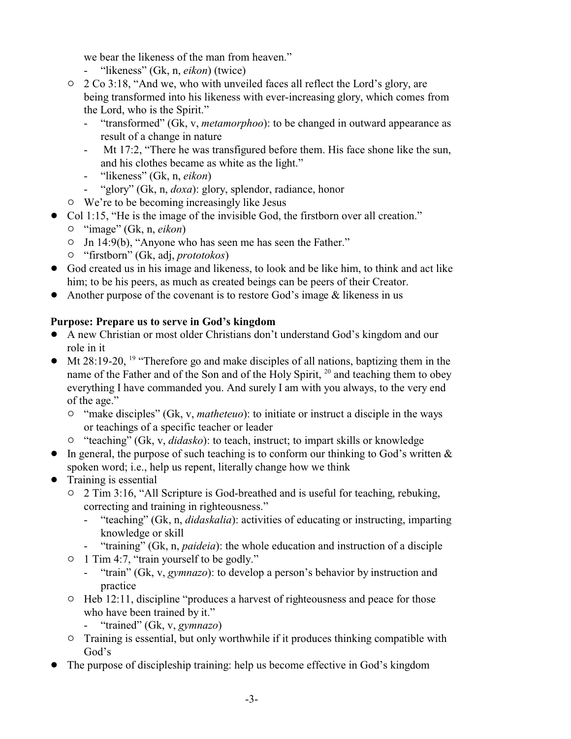we bear the likeness of the man from heaven."
  - "likeness" (Gk, n, *eikon*) (twice)
- 2 Co 3:18, "And we, who with unveiled faces all reflect the Lord's glory, are being transformed into his likeness with ever-increasing glory, which comes from the Lord, who is the Spirit."
  - "transformed" (Gk, v, *metamorphoo*): to be changed in outward appearance as result of a change in nature
  - Mt 17:2, "There he was transfigured before them. His face shone like the sun, and his clothes became as white as the light."
  - "likeness" (Gk, n, *eikon*)
  - "glory" (Gk, n, *doxa*): glory, splendor, radiance, honor
- We're to be becoming increasingly like Jesus

- Col 1:15, "He is the image of the invisible God, the firstborn over all creation."
  - "image" (Gk, n, *eikon*)
  - Jn 14:9(b), "Anyone who has seen me has seen the Father."
  - "firstborn" (Gk, adj, *prototokos*)
- God created us in his image and likeness, to look and be like him, to think and act like him; to be his peers, as much as created beings can be peers of their Creator.
- Another purpose of the covenant is to restore God's image & likeness in us

**Purpose: Prepare us to serve in God's kingdom**

- A new Christian or most older Christians don't understand God's kingdom and our role in it
- Mt 28:19-20, [19] "Therefore go and make disciples of all nations, baptizing them in the name of the Father and of the Son and of the Holy Spirit, [20] and teaching them to obey everything I have commanded you. And surely I am with you always, to the very end of the age."
  - "make disciples" (Gk, v, *matheteuo*): to initiate or instruct a disciple in the ways or teachings of a specific teacher or leader
  - "teaching" (Gk, v, *didasko*): to teach, instruct; to impart skills or knowledge
- In general, the purpose of such teaching is to conform our thinking to God's written & spoken word; i.e., help us repent, literally change how we think
- Training is essential
  - 2 Tim 3:16, "All Scripture is God-breathed and is useful for teaching, rebuking, correcting and training in righteousness."
    - "teaching" (Gk, n, *didaskalia*): activities of educating or instructing, imparting knowledge or skill
    - "training" (Gk, n, *paideia*): the whole education and instruction of a disciple
  - 1 Tim 4:7, "train yourself to be godly."
    - "train" (Gk, v, *gymnazo*): to develop a person's behavior by instruction and practice
  - Heb 12:11, discipline "produces a harvest of righteousness and peace for those who have been trained by it."
    - "trained" (Gk, v, *gymnazo*)
  - Training is essential, but only worthwhile if it produces thinking compatible with God's
- The purpose of discipleship training: help us become effective in God's kingdom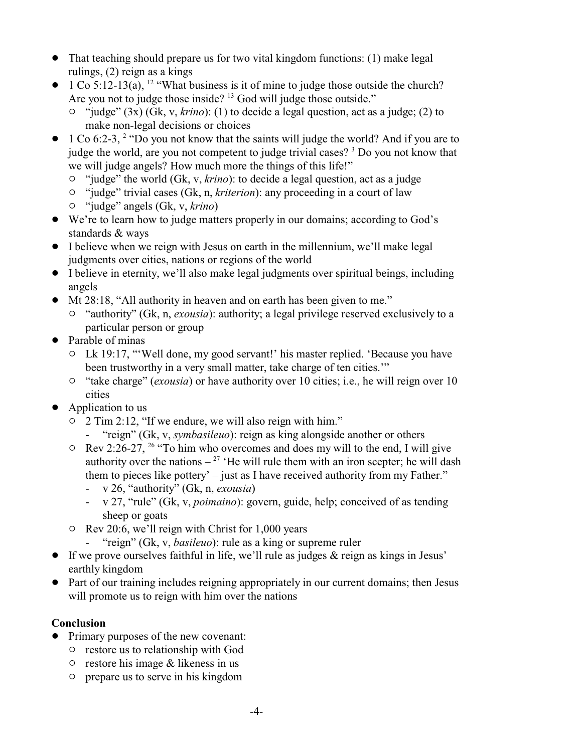- That teaching should prepare us for two vital kingdom functions: (1) make legal rulings, (2) reign as a kings
- 1 Co 5:12-13(a), [12] "What business is it of mine to judge those outside the church? Are you not to judge those inside? [13] God will judge those outside."
  - "judge" (3x) (Gk, v, *krino*): (1) to decide a legal question, act as a judge; (2) to make non-legal decisions or choices
- 1 Co 6:2-3, [2] "Do you not know that the saints will judge the world? And if you are to judge the world, are you not competent to judge trivial cases? [3] Do you not know that we will judge angels? How much more the things of this life!"
  - "judge" the world (Gk, v, *krino*): to decide a legal question, act as a judge
  - "judge" trivial cases (Gk, n, *kriterion*): any proceeding in a court of law
  - "judge" angels (Gk, v, *krino*)
- We're to learn how to judge matters properly in our domains; according to God's standards & ways
- I believe when we reign with Jesus on earth in the millennium, we'll make legal judgments over cities, nations or regions of the world
- I believe in eternity, we'll also make legal judgments over spiritual beings, including angels
- Mt 28:18, "All authority in heaven and on earth has been given to me."
  - "authority" (Gk, n, *exousia*): authority; a legal privilege reserved exclusively to a particular person or group
- Parable of minas
  - Lk 19:17, "'Well done, my good servant!' his master replied. 'Because you have been trustworthy in a very small matter, take charge of ten cities.'"
  - "take charge" (*exousia*) or have authority over 10 cities; i.e., he will reign over 10 cities
- Application to us
  - 2 Tim 2:12, "If we endure, we will also reign with him."
    - "reign" (Gk, v, *symbasileuo*): reign as king alongside another or others
  - Rev 2:26-27, [26] "To him who overcomes and does my will to the end, I will give authority over the nations – [27] 'He will rule them with an iron scepter; he will dash them to pieces like pottery' – just as I have received authority from my Father."
    - v 26, "authority" (Gk, n, *exousia*)
    - v 27, "rule" (Gk, v, *poimaino*): govern, guide, help; conceived of as tending sheep or goats
  - Rev 20:6, we'll reign with Christ for 1,000 years
    - "reign" (Gk, v, *basileuo*): rule as a king or supreme ruler
- If we prove ourselves faithful in life, we'll rule as judges & reign as kings in Jesus' earthly kingdom
- Part of our training includes reigning appropriately in our current domains; then Jesus will promote us to reign with him over the nations

**Conclusion**

- Primary purposes of the new covenant:
  - restore us to relationship with God
  - restore his image & likeness in us
  - prepare us to serve in his kingdom